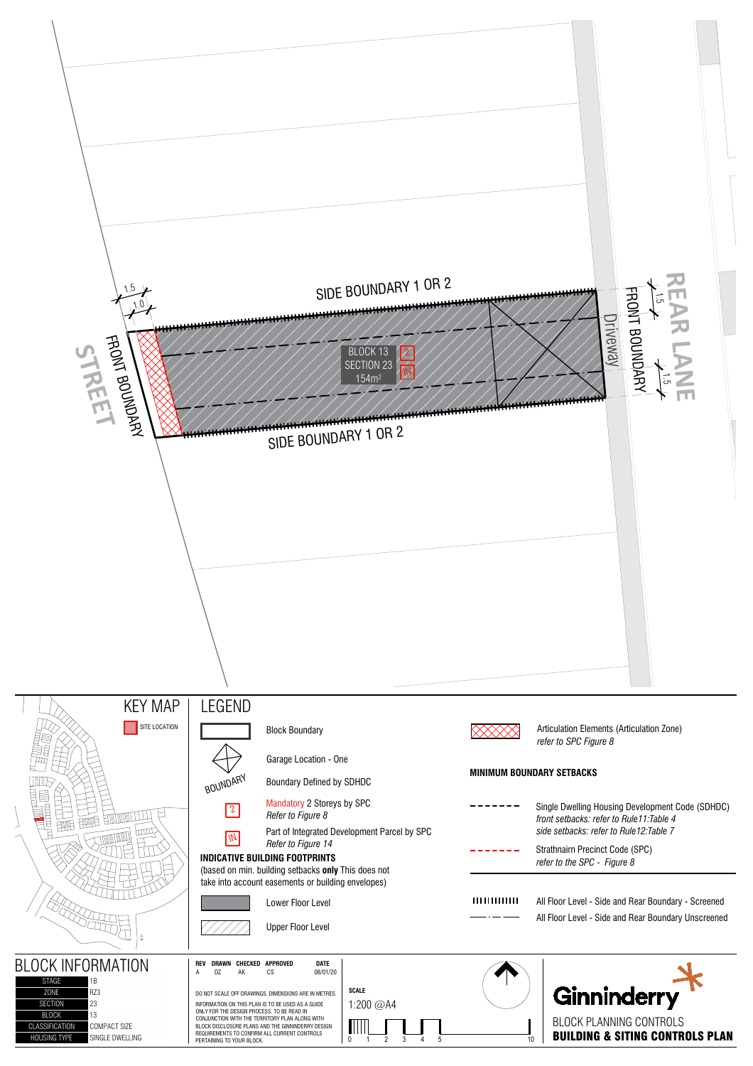SIDE BOUNDARY 1 OR 2

STREET

FRONT BOUNDARY

1.5

1.0

BLOCK 13
SECTION 23
154m²

2

IN

SIDE BOUNDARY 1 OR 2

Driveway

FRONT BOUNDARY

1.5

1.5

REAR LANE

## KEY MAP

SITE LOCATION

## LEGEND

Block Boundary

Garage Location - One

Boundary Defined by SDHDC

Mandatory 2 Storeys by SPC
*Refer to Figure 8*

Part of Integrated Development Parcel by SPC
*Refer to Figure 14*

**INDICATIVE BUILDING FOOTPRINTS**
(based on min. building setbacks **only** This does not take into account easements or building envelopes)

Lower Floor Level

Upper Floor Level

Articulation Elements (Articulation Zone)
*refer to SPC Figure 8*

**MINIMUM BOUNDARY SETBACKS**

Single Dwelling Housing Development Code (SDHDC)
*front setbacks: refer to Rule11:Table 4*
*side setbacks: refer to Rule12:Table 7*

Strathnairn Precinct Code (SPC)
*refer to the SPC - Figure 8*

All Floor Level - Side and Rear Boundary - Screened

All Floor Level - Side and Rear Boundary Unscreened

## BLOCK INFORMATION

| | |
|---|---|
| STAGE | 1B |
| ZONE | RZ3 |
| SECTION | 23 |
| BLOCK | 13 |
| CLASSIFICATION | COMPACT SIZE |
| HOUSING TYPE | SINGLE DWELLING |

| REV | DRAWN | CHECKED | APPROVED | DATE |
|---|---|---|---|---|
| A | DZ | AK | CS | 08/01/20 |

DO NOT SCALE OFF DRAWINGS. DIMENSIONS ARE IN METRES.

INFORMATION ON THIS PLAN IS TO BE USED AS A GUIDE ONLY FOR THE DESIGN PROCESS. TO BE READ IN CONJUNCTION WITH THE TERRITORY PLAN ALONG WITH BLOCK DISCLOSURE PLANS AND THE GINNINDERRY DESIGN REQUIREMENTS TO CONFIRM ALL CURRENT CONTROLS PERTAINING TO YOUR BLOCK.

**SCALE**

1:200 @A4

0 1 2 3 4 5 10

Ginninderry

BLOCK PLANNING CONTROLS

**BUILDING & SITING CONTROLS PLAN**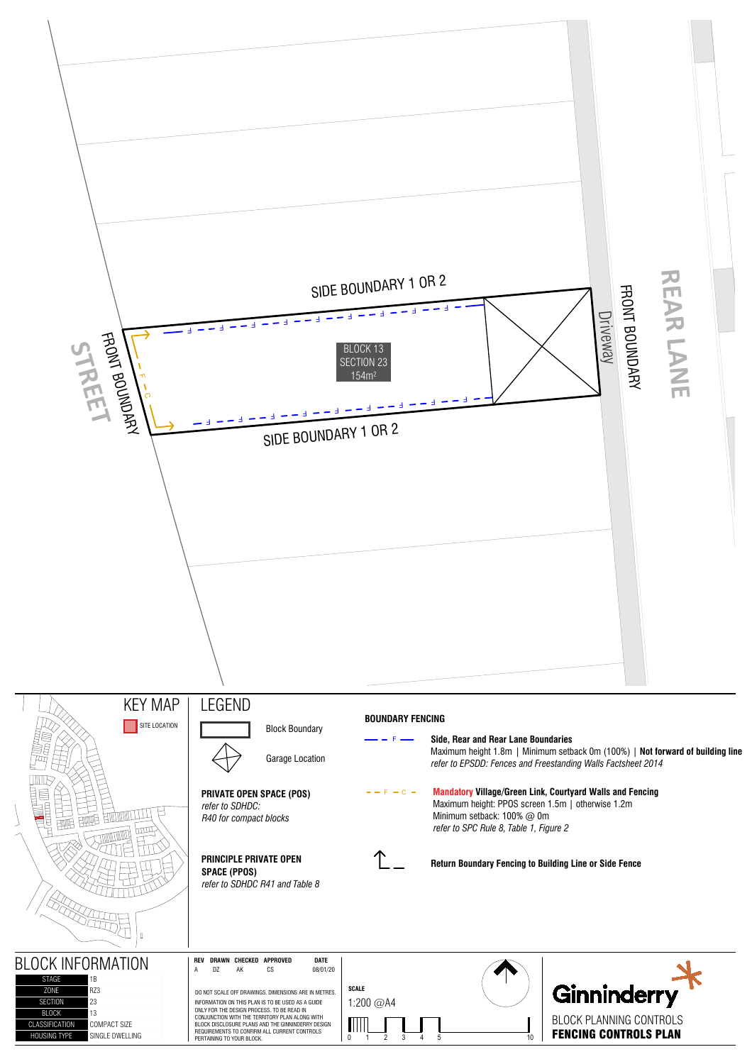SIDE BOUNDARY 1 OR 2

STREET

FRONT BOUNDARY

BLOCK 13
SECTION 23
154m²

SIDE BOUNDARY 1 OR 2

Driveway

FRONT BOUNDARY

REAR LANE

## KEY MAP

SITE LOCATION

## LEGEND

Block Boundary

Garage Location

**PRIVATE OPEN SPACE (POS)**
*refer to SDHDC:*
*R40 for compact blocks*

**PRINCIPLE PRIVATE OPEN SPACE (PPOS)**
*refer to SDHDC R41 and Table 8*

**BOUNDARY FENCING**

**Side, Rear and Rear Lane Boundaries**
Maximum height 1.8m | Minimum setback 0m (100%) | **Not forward of building line**
*refer to EPSDD: Fences and Freestanding Walls Factsheet 2014*

**Mandatory Village/Green Link, Courtyard Walls and Fencing**
Maximum height: PPOS screen 1.5m | otherwise 1.2m
Minimum setback: 100% @ 0m
*refer to SPC Rule 8, Table 1, Figure 2*

**Return Boundary Fencing to Building Line or Side Fence**

## BLOCK INFORMATION

| | |
|---|---|
| STAGE | 1B |
| ZONE | RZ3 |
| SECTION | 23 |
| BLOCK | 13 |
| CLASSIFICATION | COMPACT SIZE |
| HOUSING TYPE | SINGLE DWELLING |

| REV | DRAWN | CHECKED | APPROVED | DATE |
|---|---|---|---|---|
| A | DZ | AK | CS | 08/01/20 |

DO NOT SCALE OFF DRAWINGS. DIMENSIONS ARE IN METRES.
INFORMATION ON THIS PLAN IS TO BE USED AS A GUIDE ONLY FOR THE DESIGN PROCESS. TO BE READ IN CONJUNCTION WITH THE TERRITORY PLAN ALONG WITH BLOCK DISCLOSURE PLANS AND THE GINNINDERRY DESIGN REQUIREMENTS TO CONFIRM ALL CURRENT CONTROLS PERTAINING TO YOUR BLOCK.

**SCALE**
1:200 @A4

0 1 2 3 4 5 10

Ginninderry

BLOCK PLANNING CONTROLS
**FENCING CONTROLS PLAN**